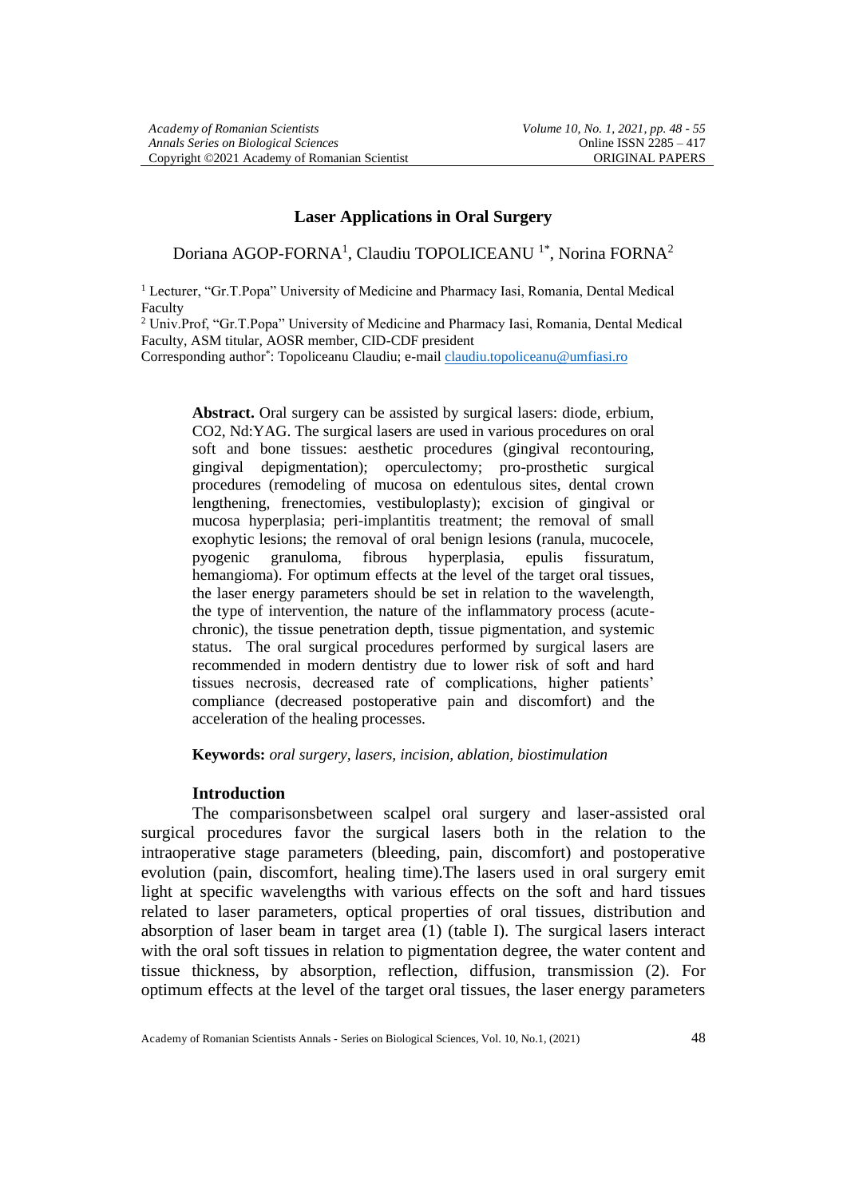# Laser Applications in Oral Surgery

Doriana AGOP-FORNA[1], Claudiu TOPOLICEANU [1*], Norina FORNA[2]

[1] Lecturer, "Gr.T.Popa" University of Medicine and Pharmacy Iasi, Romania, Dental Medical Faculty

[2] Univ.Prof, "Gr.T.Popa" University of Medicine and Pharmacy Iasi, Romania, Dental Medical Faculty, ASM titular, AOSR member, CID-CDF president

Corresponding author[*]: Topoliceanu Claudiu; e-mail claudiu.topoliceanu@umfiasi.ro

**Abstract.** Oral surgery can be assisted by surgical lasers: diode, erbium, CO2, Nd:YAG. The surgical lasers are used in various procedures on oral soft and bone tissues: aesthetic procedures (gingival recontouring, gingival depigmentation); operculectomy; pro-prosthetic surgical procedures (remodeling of mucosa on edentulous sites, dental crown lengthening, frenectomies, vestibuloplasty); excision of gingival or mucosa hyperplasia; peri-implantitis treatment; the removal of small exophytic lesions; the removal of oral benign lesions (ranula, mucocele, pyogenic granuloma, fibrous hyperplasia, epulis fissuratum, hemangioma). For optimum effects at the level of the target oral tissues, the laser energy parameters should be set in relation to the wavelength, the type of intervention, the nature of the inflammatory process (acute-chronic), the tissue penetration depth, tissue pigmentation, and systemic status. The oral surgical procedures performed by surgical lasers are recommended in modern dentistry due to lower risk of soft and hard tissues necrosis, decreased rate of complications, higher patients' compliance (decreased postoperative pain and discomfort) and the acceleration of the healing processes.

**Keywords:** *oral surgery, lasers, incision, ablation, biostimulation*

## Introduction

The comparisonsbetween scalpel oral surgery and laser-assisted oral surgical procedures favor the surgical lasers both in the relation to the intraoperative stage parameters (bleeding, pain, discomfort) and postoperative evolution (pain, discomfort, healing time).The lasers used in oral surgery emit light at specific wavelengths with various effects on the soft and hard tissues related to laser parameters, optical properties of oral tissues, distribution and absorption of laser beam in target area (1) (table I). The surgical lasers interact with the oral soft tissues in relation to pigmentation degree, the water content and tissue thickness, by absorption, reflection, diffusion, transmission (2). For optimum effects at the level of the target oral tissues, the laser energy parameters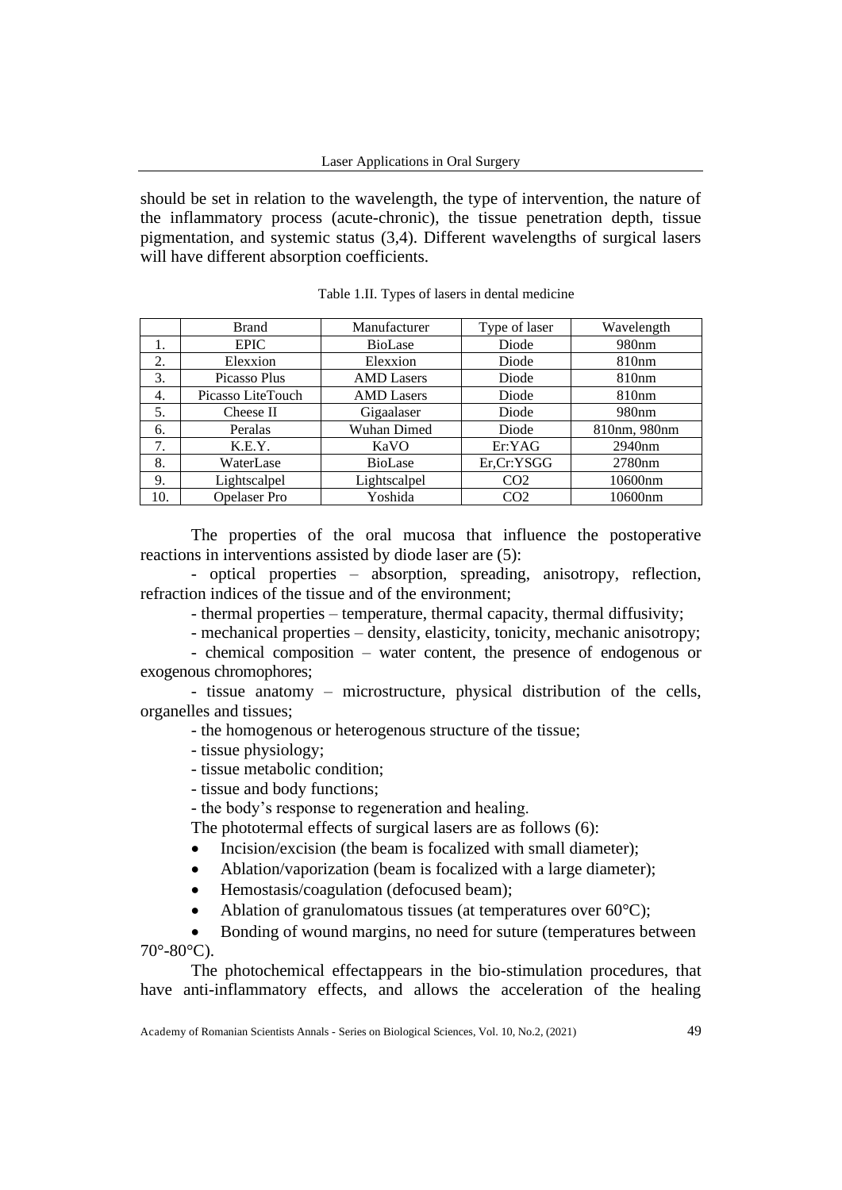should be set in relation to the wavelength, the type of intervention, the nature of the inflammatory process (acute-chronic), the tissue penetration depth, tissue pigmentation, and systemic status (3,4). Different wavelengths of surgical lasers will have different absorption coefficients.

Table 1.II. Types of lasers in dental medicine

| | Brand | Manufacturer | Type of laser | Wavelength |
|---|---|---|---|---|
| 1. | EPIC | BioLase | Diode | 980nm |
| 2. | Elexxion | Elexxion | Diode | 810nm |
| 3. | Picasso Plus | AMD Lasers | Diode | 810nm |
| 4. | Picasso LiteTouch | AMD Lasers | Diode | 810nm |
| 5. | Cheese II | Gigaalaser | Diode | 980nm |
| 6. | Peralas | Wuhan Dimed | Diode | 810nm, 980nm |
| 7. | K.E.Y. | KaVO | Er:YAG | 2940nm |
| 8. | WaterLase | BioLase | Er,Cr:YSGG | 2780nm |
| 9. | Lightscalpel | Lightscalpel | $CO_2$ | 10600nm |
| 10. | Opelaser Pro | Yoshida | $CO_2$ | 10600nm |

The properties of the oral mucosa that influence the postoperative reactions in interventions assisted by diode laser are (5):

- optical properties – absorption, spreading, anisotropy, reflection, refraction indices of the tissue and of the environment;
- thermal properties – temperature, thermal capacity, thermal diffusivity;
- mechanical properties – density, elasticity, tonicity, mechanic anisotropy;
- chemical composition – water content, the presence of endogenous or exogenous chromophores;
- tissue anatomy – microstructure, physical distribution of the cells, organelles and tissues;
- the homogenous or heterogenous structure of the tissue;
- tissue physiology;
- tissue metabolic condition;
- tissue and body functions;
- the body's response to regeneration and healing.

The phototermal effects of surgical lasers are as follows (6):

- Incision/excision (the beam is focalized with small diameter);
- Ablation/vaporization (beam is focalized with a large diameter);
- Hemostasis/coagulation (defocused beam);
- Ablation of granulomatous tissues (at temperatures over 60°C);
- Bonding of wound margins, no need for suture (temperatures between 70°-80°C).

The photochemical effectappears in the bio-stimulation procedures, that have anti-inflammatory effects, and allows the acceleration of the healing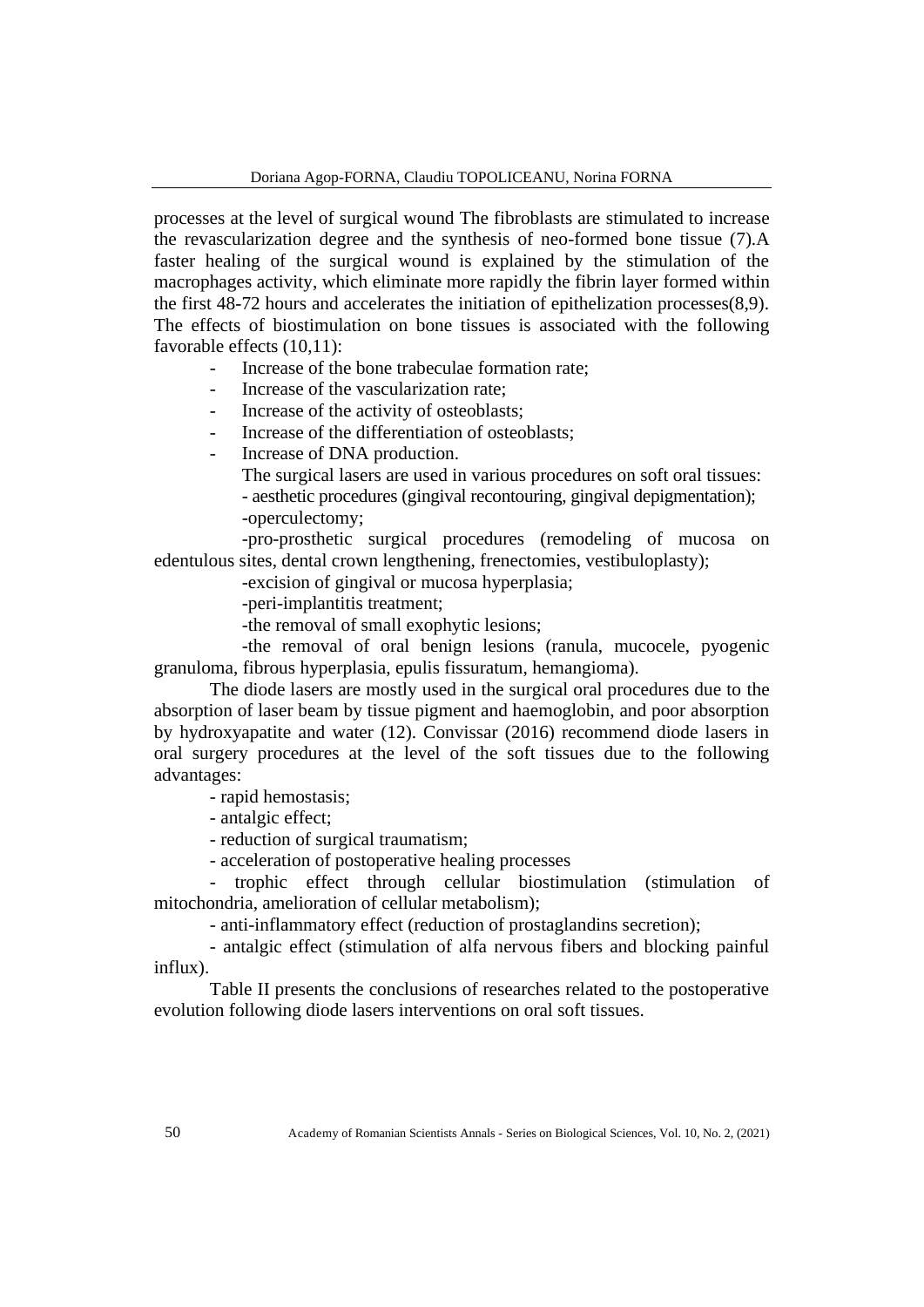processes at the level of surgical wound The fibroblasts are stimulated to increase the revascularization degree and the synthesis of neo-formed bone tissue (7).A faster healing of the surgical wound is explained by the stimulation of the macrophages activity, which eliminate more rapidly the fibrin layer formed within the first 48-72 hours and accelerates the initiation of epithelization processes(8,9). The effects of biostimulation on bone tissues is associated with the following favorable effects (10,11):

- Increase of the bone trabeculae formation rate;
- Increase of the vascularization rate;
- Increase of the activity of osteoblasts;
- Increase of the differentiation of osteoblasts;
- Increase of DNA production.

The surgical lasers are used in various procedures on soft oral tissues:

- aesthetic procedures (gingival recontouring, gingival depigmentation);

-operculectomy;

-pro-prosthetic surgical procedures (remodeling of mucosa on edentulous sites, dental crown lengthening, frenectomies, vestibuloplasty);

-excision of gingival or mucosa hyperplasia;

-peri-implantitis treatment;

-the removal of small exophytic lesions;

-the removal of oral benign lesions (ranula, mucocele, pyogenic granuloma, fibrous hyperplasia, epulis fissuratum, hemangioma).

The diode lasers are mostly used in the surgical oral procedures due to the absorption of laser beam by tissue pigment and haemoglobin, and poor absorption by hydroxyapatite and water (12). Convissar (2016) recommend diode lasers in oral surgery procedures at the level of the soft tissues due to the following advantages:

- rapid hemostasis;

- antalgic effect;

- reduction of surgical traumatism;

- acceleration of postoperative healing processes

- trophic effect through cellular biostimulation (stimulation of mitochondria, amelioration of cellular metabolism);

- anti-inflammatory effect (reduction of prostaglandins secretion);

- antalgic effect (stimulation of alfa nervous fibers and blocking painful influx).

Table II presents the conclusions of researches related to the postoperative evolution following diode lasers interventions on oral soft tissues.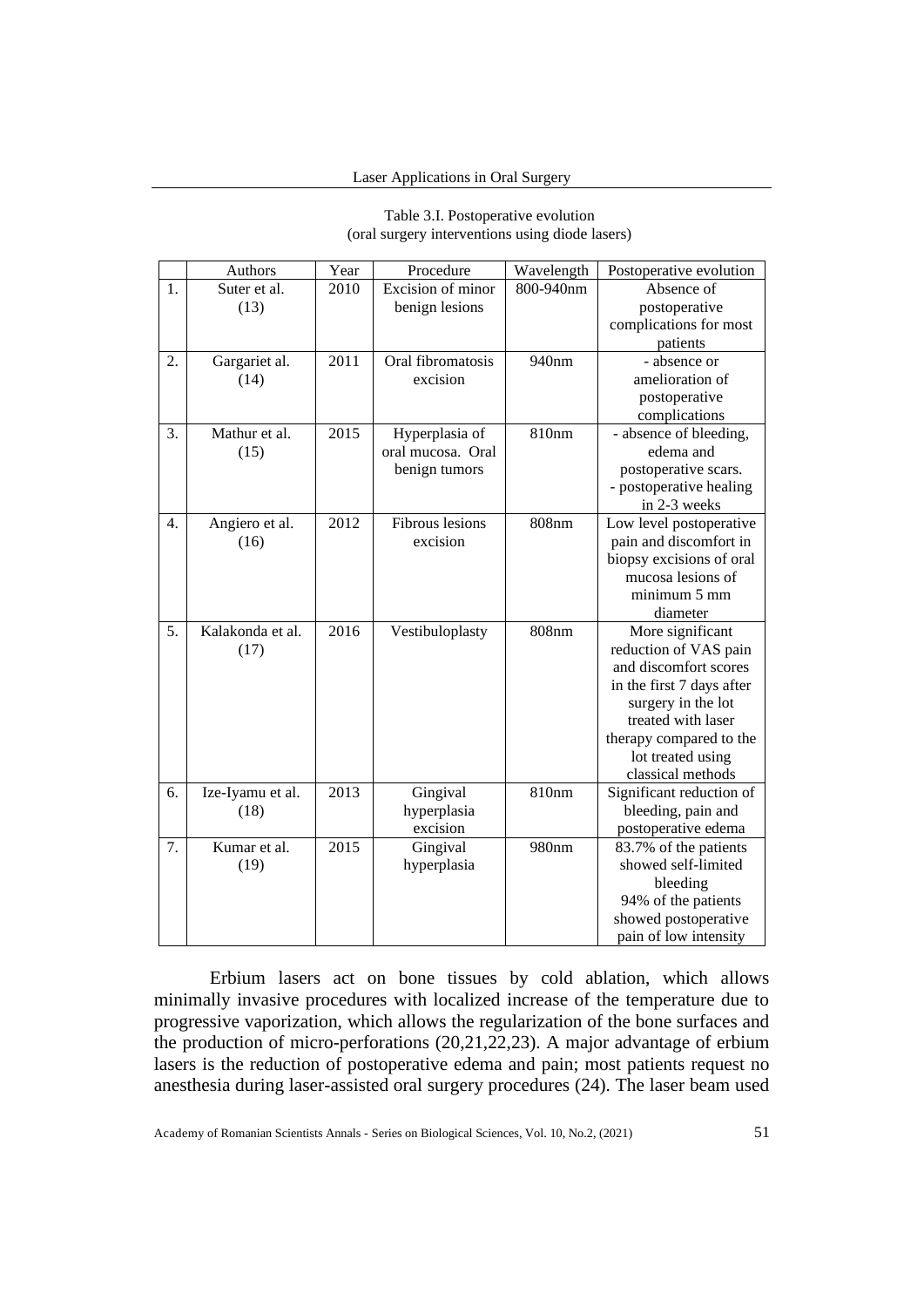Table 3.I. Postoperative evolution
(oral surgery interventions using diode lasers)

| | Authors | Year | Procedure | Wavelength | Postoperative evolution |
|---|---|---|---|---|---|
| 1. | Suter et al. (13) | 2010 | Excision of minor benign lesions | 800-940nm | Absence of postoperative complications for most patients |
| 2. | Gargariet al. (14) | 2011 | Oral fibromatosis excision | 940nm | - absence or amelioration of postoperative complications |
| 3. | Mathur et al. (15) | 2015 | Hyperplasia of oral mucosa. Oral benign tumors | 810nm | - absence of bleeding, edema and postoperative scars.<br>- postoperative healing in 2-3 weeks |
| 4. | Angiero et al. (16) | 2012 | Fibrous lesions excision | 808nm | Low level postoperative pain and discomfort in biopsy excisions of oral mucosa lesions of minimum 5 mm diameter |
| 5. | Kalakonda et al. (17) | 2016 | Vestibuloplasty | 808nm | More significant reduction of VAS pain and discomfort scores in the first 7 days after surgery in the lot treated with laser therapy compared to the lot treated using classical methods |
| 6. | Ize-Iyamu et al. (18) | 2013 | Gingival hyperplasia excision | 810nm | Significant reduction of bleeding, pain and postoperative edema |
| 7. | Kumar et al. (19) | 2015 | Gingival hyperplasia | 980nm | 83.7% of the patients showed self-limited bleeding<br>94% of the patients showed postoperative pain of low intensity |

Erbium lasers act on bone tissues by cold ablation, which allows minimally invasive procedures with localized increase of the temperature due to progressive vaporization, which allows the regularization of the bone surfaces and the production of micro-perforations (20,21,22,23). A major advantage of erbium lasers is the reduction of postoperative edema and pain; most patients request no anesthesia during laser-assisted oral surgery procedures (24). The laser beam used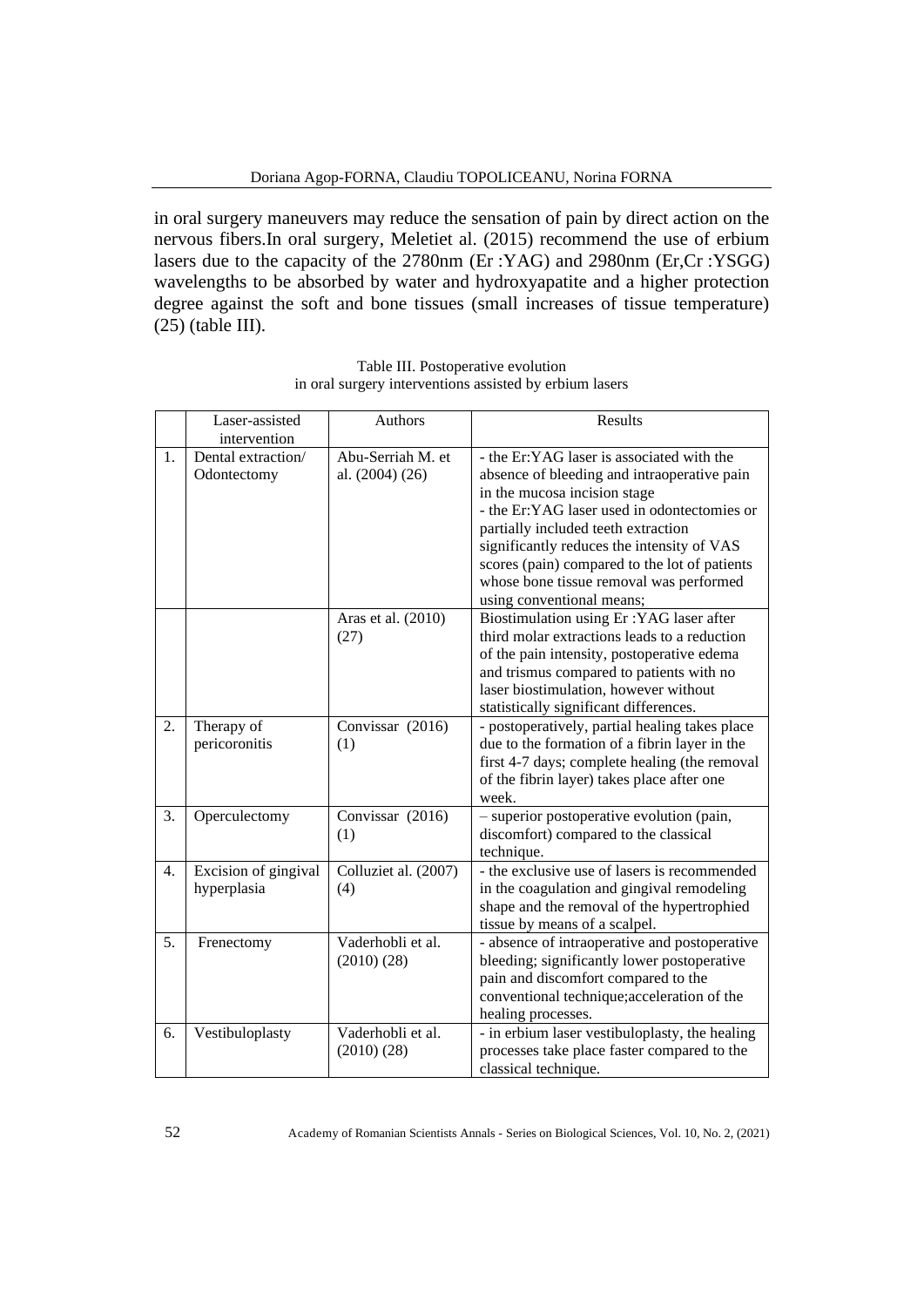in oral surgery maneuvers may reduce the sensation of pain by direct action on the nervous fibers.In oral surgery, Meletiet al. (2015) recommend the use of erbium lasers due to the capacity of the 2780nm (Er :YAG) and 2980nm (Er,Cr :YSGG) wavelengths to be absorbed by water and hydroxyapatite and a higher protection degree against the soft and bone tissues (small increases of tissue temperature) (25) (table III).

Table III. Postoperative evolution in oral surgery interventions assisted by erbium lasers

| | Laser-assisted intervention | Authors | Results |
|---|---|---|---|
| 1. | Dental extraction/ Odontectomy | Abu-Serriah M. et al. (2004) (26) | - the Er:YAG laser is associated with the absence of bleeding and intraoperative pain in the mucosa incision stage<br>- the Er:YAG laser used in odontectomies or partially included teeth extraction significantly reduces the intensity of VAS scores (pain) compared to the lot of patients whose bone tissue removal was performed using conventional means; |
| | | Aras et al. (2010) (27) | Biostimulation using Er :YAG laser after third molar extractions leads to a reduction of the pain intensity, postoperative edema and trismus compared to patients with no laser biostimulation, however without statistically significant differences. |
| 2. | Therapy of pericoronitis | Convissar (2016) (1) | - postoperatively, partial healing takes place due to the formation of a fibrin layer in the first 4-7 days; complete healing (the removal of the fibrin layer) takes place after one week. |
| 3. | Operculectomy | Convissar (2016) (1) | – superior postoperative evolution (pain, discomfort) compared to the classical technique. |
| 4. | Excision of gingival hyperplasia | Colluziet al. (2007) (4) | - the exclusive use of lasers is recommended in the coagulation and gingival remodeling shape and the removal of the hypertrophied tissue by means of a scalpel. |
| 5. | Frenectomy | Vaderhobli et al. (2010) (28) | - absence of intraoperative and postoperative bleeding; significantly lower postoperative pain and discomfort compared to the conventional technique;acceleration of the healing processes. |
| 6. | Vestibuloplasty | Vaderhobli et al. (2010) (28) | - in erbium laser vestibuloplasty, the healing processes take place faster compared to the classical technique. |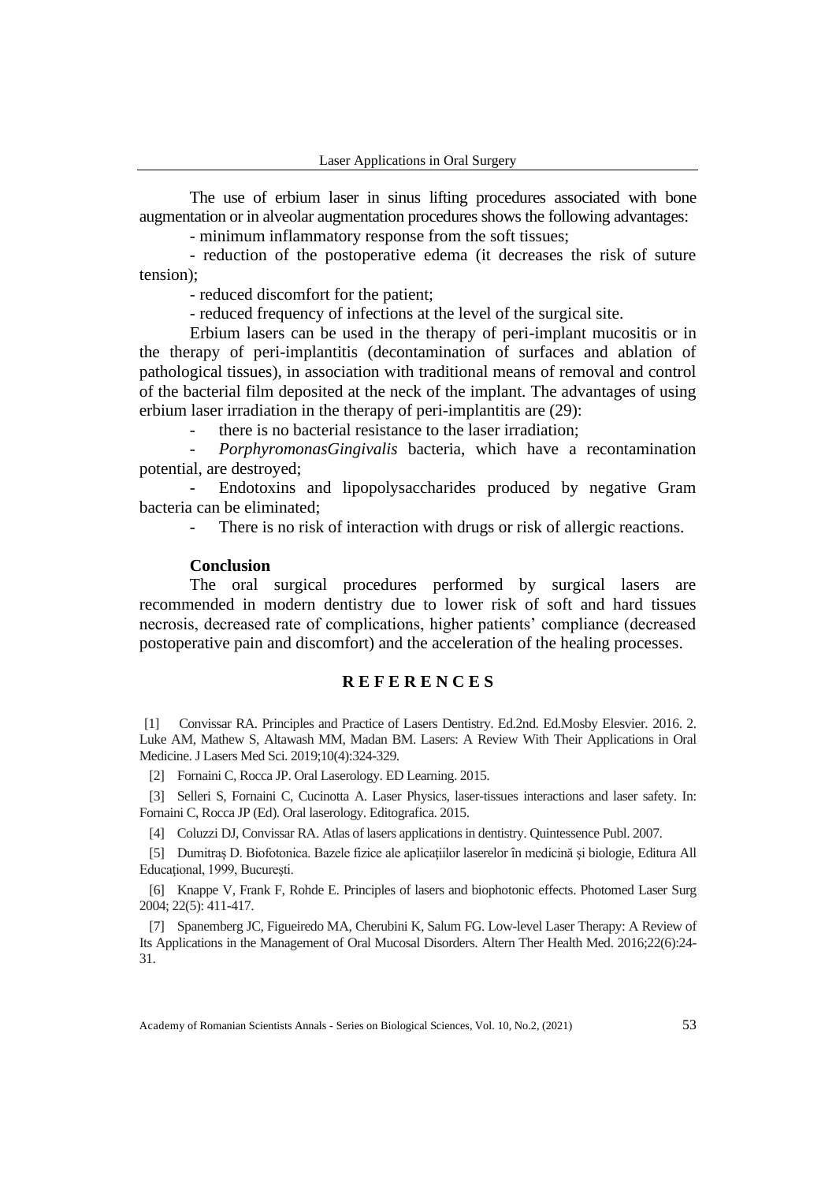The use of erbium laser in sinus lifting procedures associated with bone augmentation or in alveolar augmentation procedures shows the following advantages:

- minimum inflammatory response from the soft tissues;
- reduction of the postoperative edema (it decreases the risk of suture tension);
- reduced discomfort for the patient;
- reduced frequency of infections at the level of the surgical site.

Erbium lasers can be used in the therapy of peri-implant mucositis or in the therapy of peri-implantitis (decontamination of surfaces and ablation of pathological tissues), in association with traditional means of removal and control of the bacterial film deposited at the neck of the implant. The advantages of using erbium laser irradiation in the therapy of peri-implantitis are (29):

- there is no bacterial resistance to the laser irradiation;
- *PorphyromonasGingivalis* bacteria, which have a recontamination potential, are destroyed;
- Endotoxins and lipopolysaccharides produced by negative Gram bacteria can be eliminated;
- There is no risk of interaction with drugs or risk of allergic reactions.

**Conclusion**

The oral surgical procedures performed by surgical lasers are recommended in modern dentistry due to lower risk of soft and hard tissues necrosis, decreased rate of complications, higher patients' compliance (decreased postoperative pain and discomfort) and the acceleration of the healing processes.

## REFERENCES

[1] Convissar RA. Principles and Practice of Lasers Dentistry. Ed.2nd. Ed.Mosby Elesvier. 2016. 2. Luke AM, Mathew S, Altawash MM, Madan BM. Lasers: A Review With Their Applications in Oral Medicine. J Lasers Med Sci. 2019;10(4):324-329.

[2] Fornaini C, Rocca JP. Oral Laserology. ED Learning. 2015.

[3] Selleri S, Fornaini C, Cucinotta A. Laser Physics, laser-tissues interactions and laser safety. In: Fornaini C, Rocca JP (Ed). Oral laserology. Editografica. 2015.

[4] Coluzzi DJ, Convissar RA. Atlas of lasers applications in dentistry. Quintessence Publ. 2007.

[5] Dumitraş D. Biofotonica. Bazele fizice ale aplicaţiilor laserelor în medicină şi biologie, Editura All Educaţional, 1999, Bucureşti.

[6] Knappe V, Frank F, Rohde E. Principles of lasers and biophotonic effects. Photomed Laser Surg 2004; 22(5): 411-417.

[7] Spanemberg JC, Figueiredo MA, Cherubini K, Salum FG. Low-level Laser Therapy: A Review of Its Applications in the Management of Oral Mucosal Disorders. Altern Ther Health Med. 2016;22(6):24-31.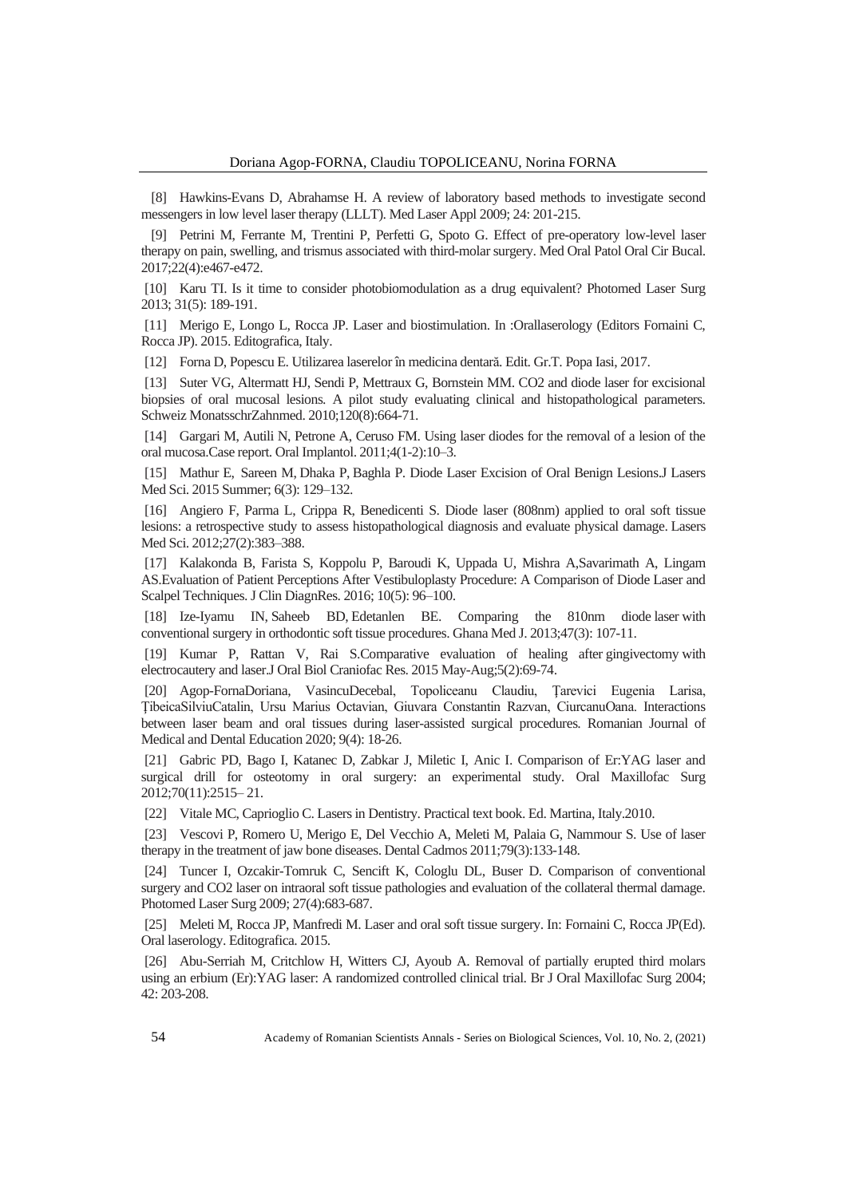[8] Hawkins-Evans D, Abrahamse H. A review of laboratory based methods to investigate second messengers in low level laser therapy (LLLT). Med Laser Appl 2009; 24: 201-215.

[9] Petrini M, Ferrante M, Trentini P, Perfetti G, Spoto G. Effect of pre-operatory low-level laser therapy on pain, swelling, and trismus associated with third-molar surgery. Med Oral Patol Oral Cir Bucal. 2017;22(4):e467-e472.

[10] Karu TI. Is it time to consider photobiomodulation as a drug equivalent? Photomed Laser Surg 2013; 31(5): 189-191.

[11] Merigo E, Longo L, Rocca JP. Laser and biostimulation. In :Orallaserology (Editors Fornaini C, Rocca JP). 2015. Editografica, Italy.

[12] Forna D, Popescu E. Utilizarea laserelor în medicina dentară. Edit. Gr.T. Popa Iasi, 2017.

[13] Suter VG, Altermatt HJ, Sendi P, Mettraux G, Bornstein MM. CO2 and diode laser for excisional biopsies of oral mucosal lesions. A pilot study evaluating clinical and histopathological parameters. Schweiz MonatsschrZahnmed. 2010;120(8):664-71.

[14] Gargari M, Autili N, Petrone A, Ceruso FM. Using laser diodes for the removal of a lesion of the oral mucosa.Case report. Oral Implantol. 2011;4(1-2):10–3.

[15] Mathur E, Sareen M, Dhaka P, Baghla P. Diode Laser Excision of Oral Benign Lesions.J Lasers Med Sci. 2015 Summer; 6(3): 129–132.

[16] Angiero F, Parma L, Crippa R, Benedicenti S. Diode laser (808nm) applied to oral soft tissue lesions: a retrospective study to assess histopathological diagnosis and evaluate physical damage. Lasers Med Sci. 2012;27(2):383–388.

[17] Kalakonda B, Farista S, Koppolu P, Baroudi K, Uppada U, Mishra A,Savarimath A, Lingam AS.Evaluation of Patient Perceptions After Vestibuloplasty Procedure: A Comparison of Diode Laser and Scalpel Techniques. J Clin DiagnRes. 2016; 10(5): 96–100.

[18] Ize-Iyamu IN, Saheeb BD, Edetanlen BE. Comparing the 810nm diode laser with conventional surgery in orthodontic soft tissue procedures. Ghana Med J. 2013;47(3): 107-11.

[19] Kumar P, Rattan V, Rai S.Comparative evaluation of healing after gingivectomy with electrocautery and laser.J Oral Biol Craniofac Res. 2015 May-Aug;5(2):69-74.

[20] Agop-FornaDoriana, VasincuDecebal, Topoliceanu Claudiu, Ţarevici Eugenia Larisa, ŢibeicaSilviuCatalin, Ursu Marius Octavian, Giuvara Constantin Razvan, CiurcanuOana. Interactions between laser beam and oral tissues during laser-assisted surgical procedures. Romanian Journal of Medical and Dental Education 2020; 9(4): 18-26.

[21] Gabric PD, Bago I, Katanec D, Zabkar J, Miletic I, Anic I. Comparison of Er:YAG laser and surgical drill for osteotomy in oral surgery: an experimental study. Oral Maxillofac Surg 2012;70(11):2515– 21.

[22] Vitale MC, Caprioglio C. Lasers in Dentistry. Practical text book. Ed. Martina, Italy.2010.

[23] Vescovi P, Romero U, Merigo E, Del Vecchio A, Meleti M, Palaia G, Nammour S. Use of laser therapy in the treatment of jaw bone diseases. Dental Cadmos 2011;79(3):133-148.

[24] Tuncer I, Ozcakir-Tomruk C, Sencift K, Cologlu DL, Buser D. Comparison of conventional surgery and CO2 laser on intraoral soft tissue pathologies and evaluation of the collateral thermal damage. Photomed Laser Surg 2009; 27(4):683-687.

[25] Meleti M, Rocca JP, Manfredi M. Laser and oral soft tissue surgery. In: Fornaini C, Rocca JP(Ed). Oral laserology. Editografica. 2015.

[26] Abu-Serriah M, Critchlow H, Witters CJ, Ayoub A. Removal of partially erupted third molars using an erbium (Er):YAG laser: A randomized controlled clinical trial. Br J Oral Maxillofac Surg 2004; 42: 203-208.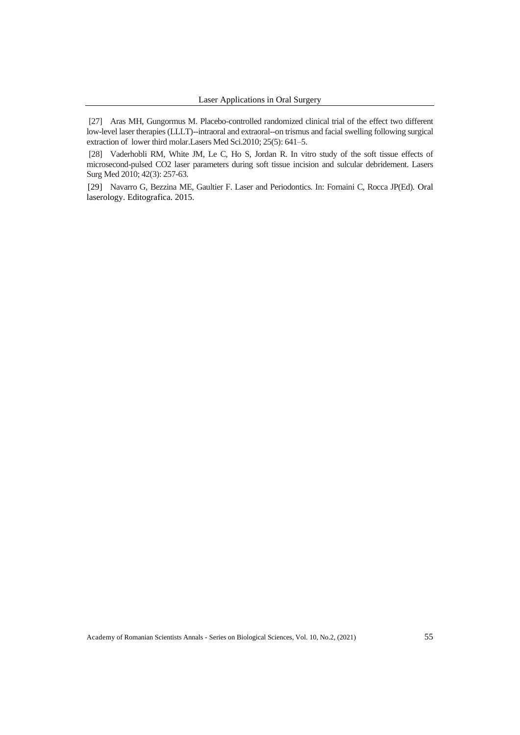[27] Aras MH, Gungormus M. Placebo-controlled randomized clinical trial of the effect two different low-level laser therapies (LLLT)--intraoral and extraoral--on trismus and facial swelling following surgical extraction of lower third molar.Lasers Med Sci.2010; 25(5): 641–5.

[28] Vaderhobli RM, White JM, Le C, Ho S, Jordan R. In vitro study of the soft tissue effects of microsecond-pulsed $CO_2$ laser parameters during soft tissue incision and sulcular debridement. Lasers Surg Med 2010; 42(3): 257-63.

[29] Navarro G, Bezzina ME, Gaultier F. Laser and Periodontics. In: Fornaini C, Rocca JP(Ed). Oral laserology. Editografica. 2015.